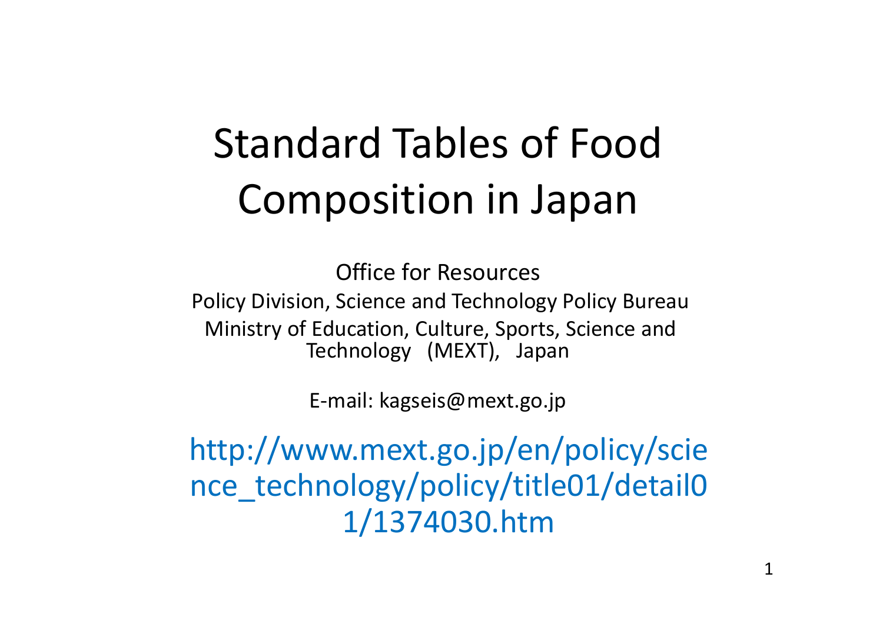# Standard Tables of Food Composition in Japan

Office for Resources
Policy Division, Science and Technology Policy Bureau
Ministry of Education, Culture, Sports, Science and Technology (MEXT), Japan

E-mail: kagseis@mext.go.jp

http://www.mext.go.jp/en/policy/science_technology/policy/title01/detail01/1374030.htm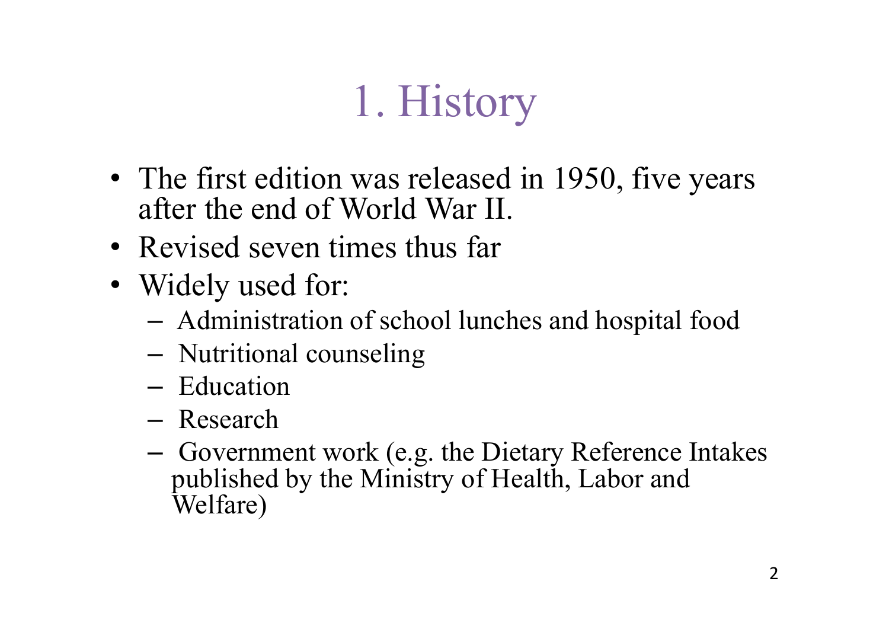# 1. History

- The first edition was released in 1950, five years after the end of World War II.
- Revised seven times thus far
- Widely used for:
  - Administration of school lunches and hospital food
  - Nutritional counseling
  - Education
  - Research
  - Government work (e.g. the Dietary Reference Intakes published by the Ministry of Health, Labor and Welfare)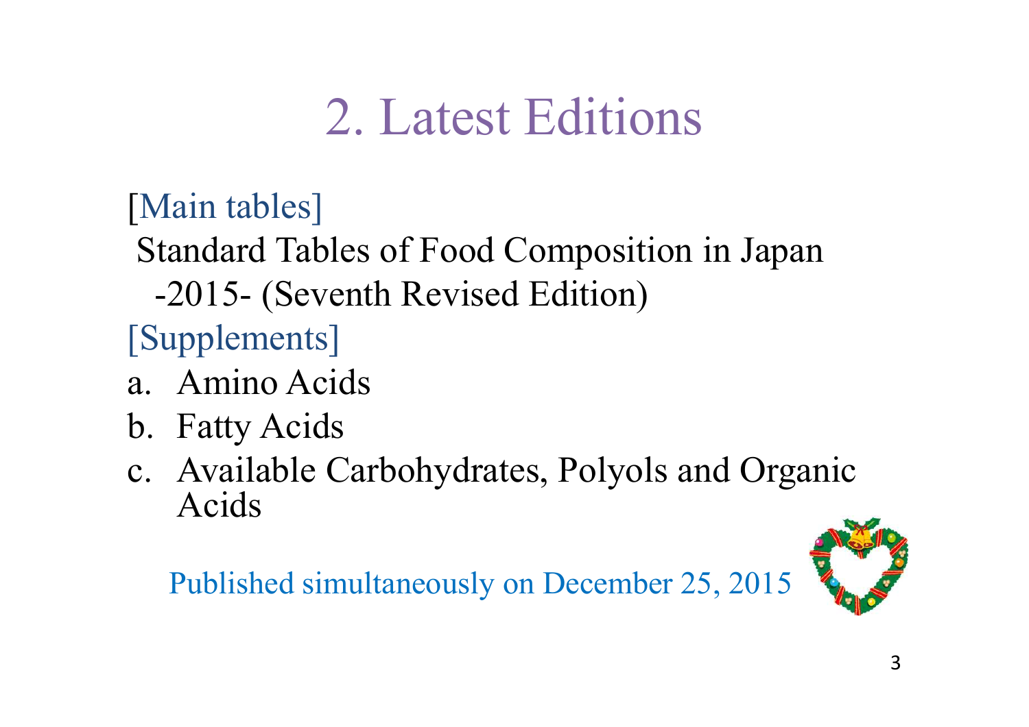# 2. Latest Editions

[Main tables]

Standard Tables of Food Composition in Japan -2015- (Seventh Revised Edition)

[Supplements]

a. Amino Acids
b. Fatty Acids
c. Available Carbohydrates, Polyols and Organic Acids

Published simultaneously on December 25, 2015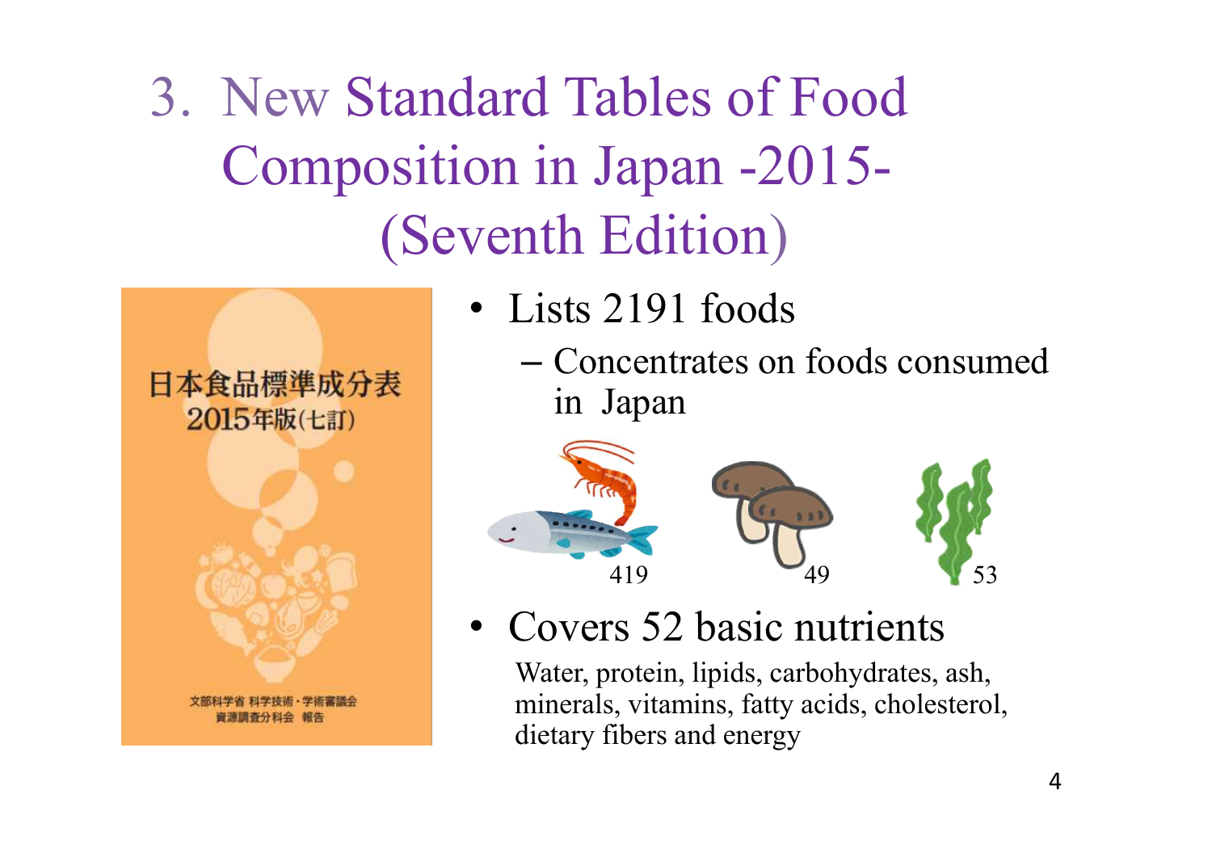# 3. New Standard Tables of Food Composition in Japan -2015- (Seventh Edition)

日本食品標準成分表
2015年版(七訂)

文部科学省 科学技術・学術審議会
資源調査分科会 報告

- Lists 2191 foods
  - Concentrates on foods consumed in Japan

419 49 53

- Covers 52 basic nutrients

Water, protein, lipids, carbohydrates, ash, minerals, vitamins, fatty acids, cholesterol, dietary fibers and energy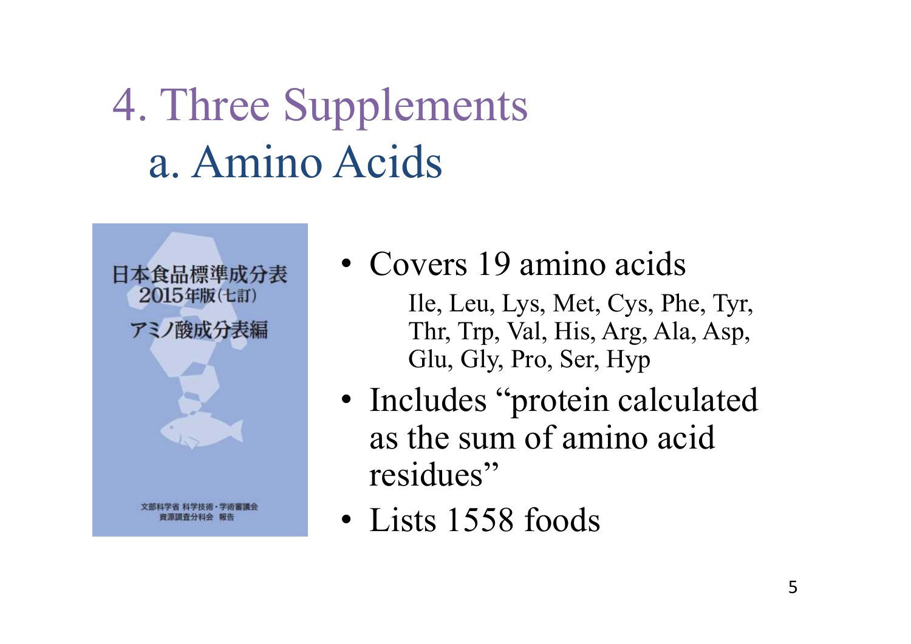# 4. Three Supplements

## a. Amino Acids

日本食品標準成分表
2015年版(七訂)
アミノ酸成分表編

文部科学省 科学技術・学術審議会
資源調査分科会 報告

- Covers 19 amino acids

  Ile, Leu, Lys, Met, Cys, Phe, Tyr, Thr, Trp, Val, His, Arg, Ala, Asp, Glu, Gly, Pro, Ser, Hyp

- Includes “protein calculated as the sum of amino acid residues”
- Lists 1558 foods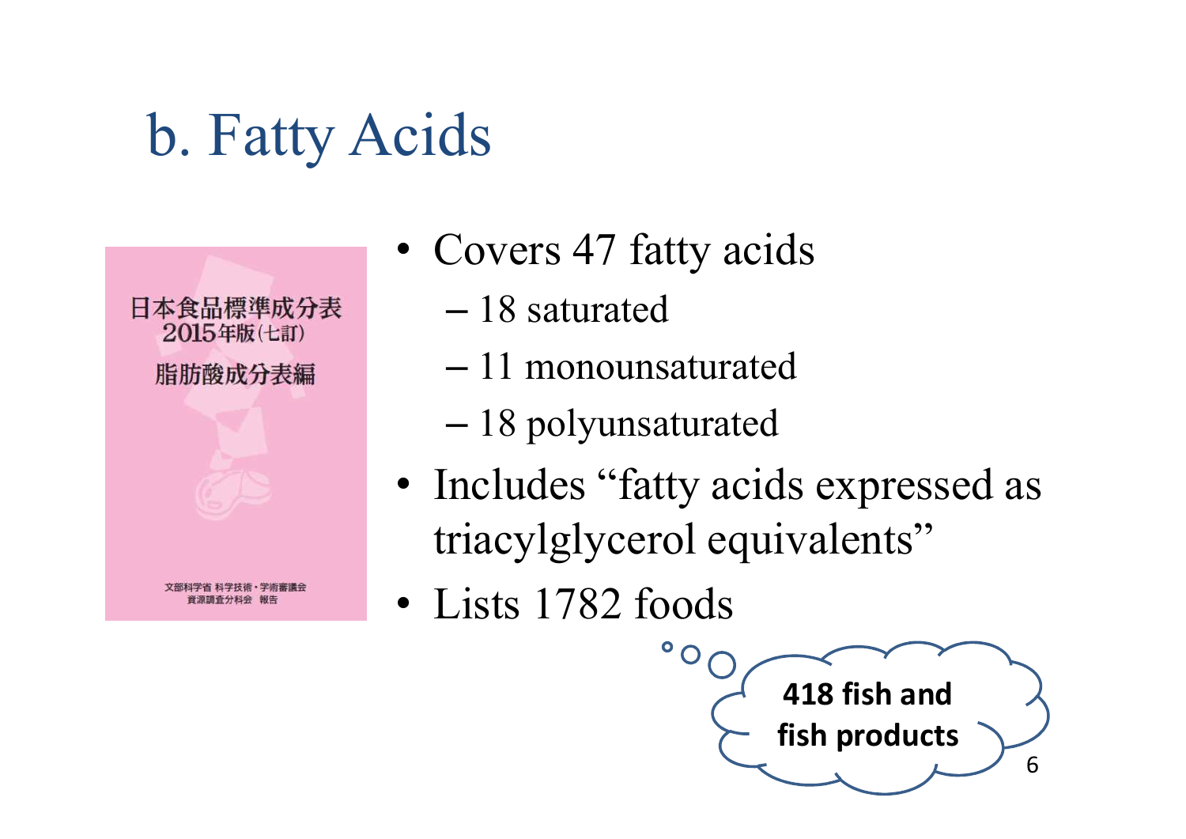# b. Fatty Acids

日本食品標準成分表
2015年版(七訂)
脂肪酸成分表編

文部科学省 科学技術・学術審議会
資源調査分科会 報告

- Covers 47 fatty acids
  - 18 saturated
  - 11 monounsaturated
  - 18 polyunsaturated
- Includes “fatty acids expressed as triacylglycerol equivalents”
- Lists 1782 foods

**418 fish and fish products**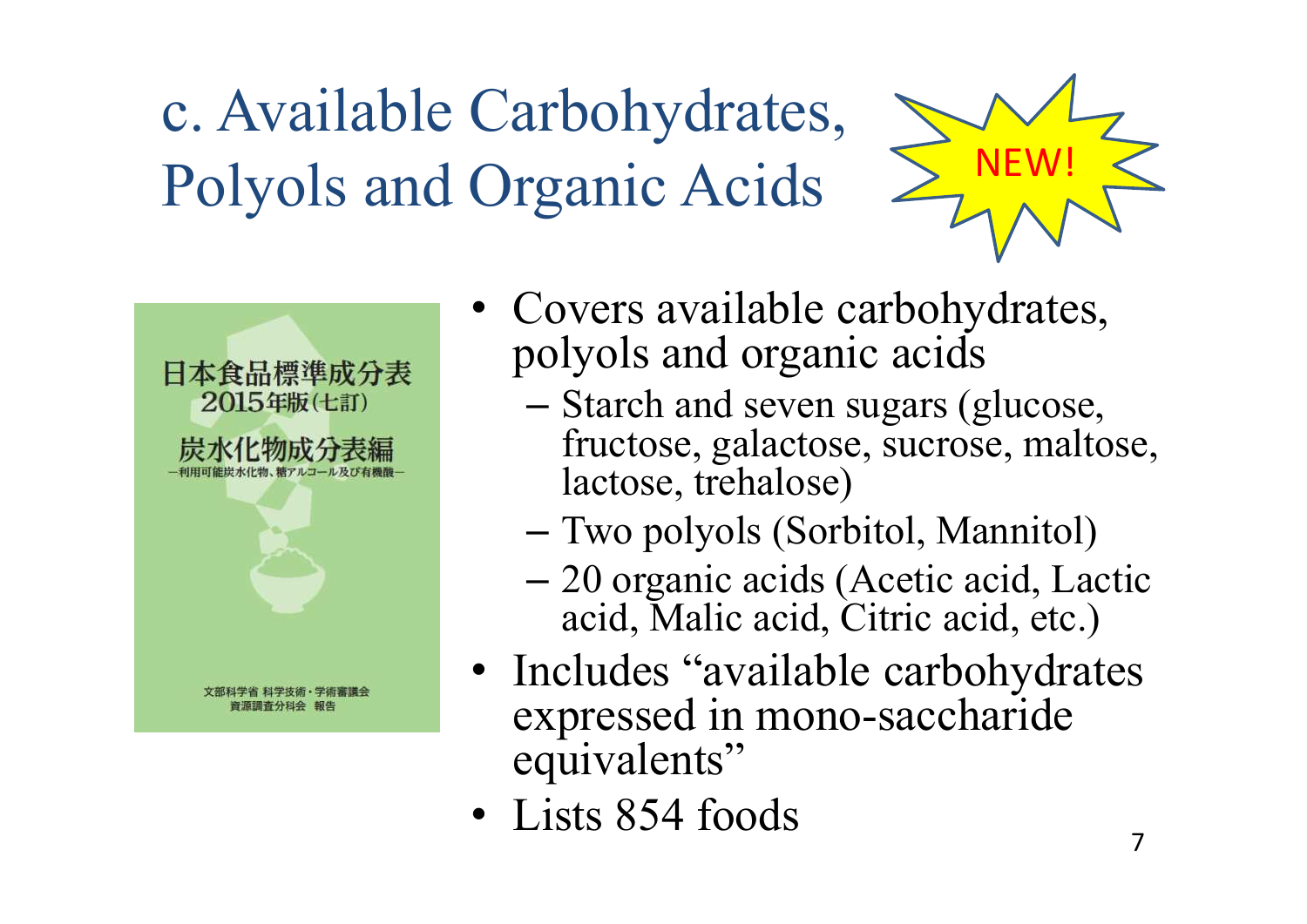# c. Available Carbohydrates, Polyols and Organic Acids

NEW!

日本食品標準成分表
2015年版（七訂）
炭水化物成分表編
―利用可能炭水化物、糖アルコール及び有機酸―

文部科学省 科学技術・学術審議会
資源調査分科会 報告

- Covers available carbohydrates, polyols and organic acids
  - Starch and seven sugars (glucose, fructose, galactose, sucrose, maltose, lactose, trehalose)
  - Two polyols (Sorbitol, Mannitol)
  - 20 organic acids (Acetic acid, Lactic acid, Malic acid, Citric acid, etc.)
- Includes "available carbohydrates expressed in mono-saccharide equivalents"
- Lists 854 foods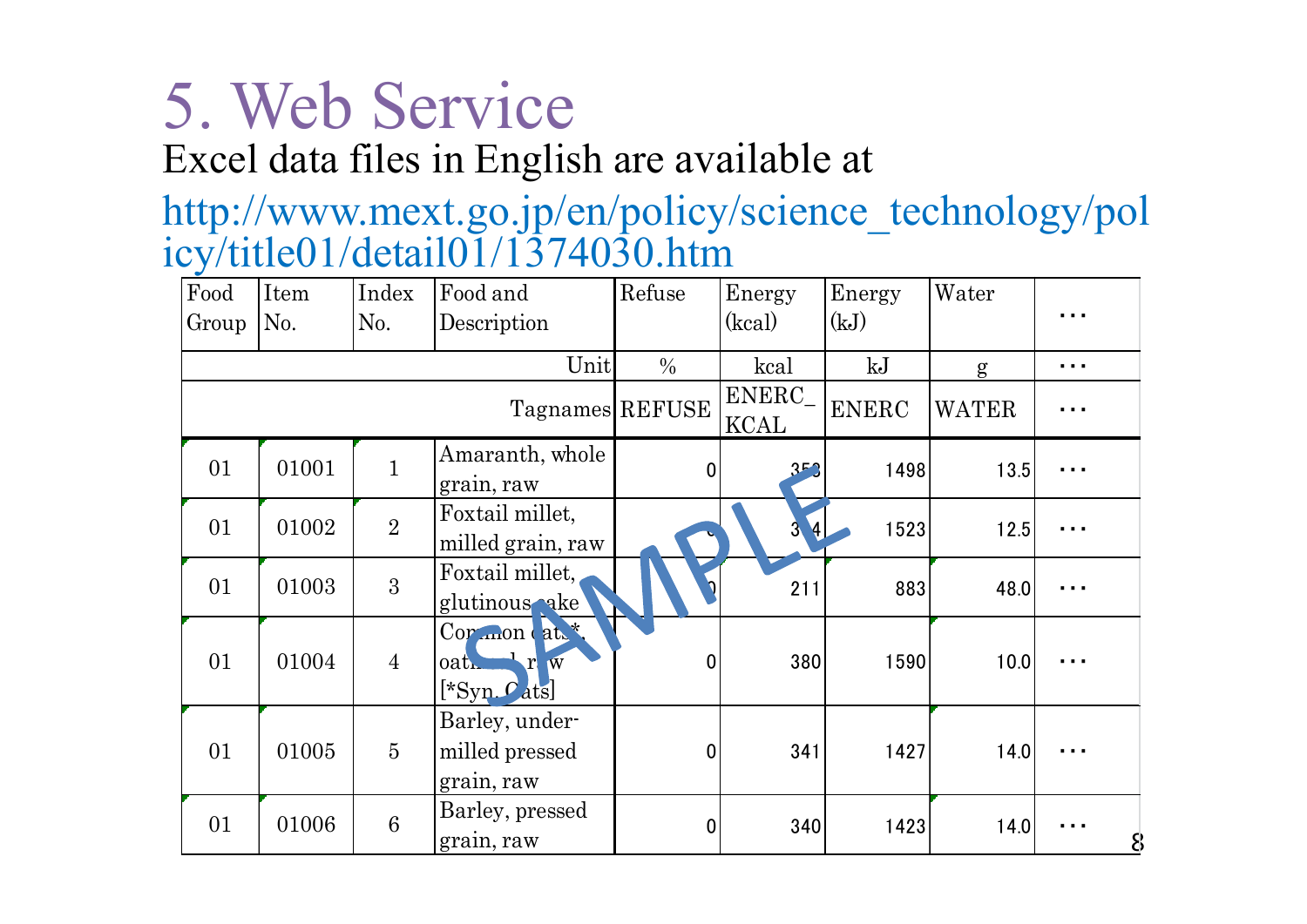# 5. Web Service

Excel data files in English are available at

http://www.mext.go.jp/en/policy/science_technology/policy/title01/detail01/1374030.htm

| Food Group | Item No. | Index No. | Food and Description | Refuse | Energy (kcal) | Energy (kJ) | Water | … |
|---|---|---|---|---|---|---|---|---|
| | | | Unit | % | kcal | kJ | g | … |
| | | | Tagnames | REFUSE | ENERC_KCAL | ENERC | WATER | … |
| 01 | 01001 | 1 | Amaranth, whole grain, raw | 0 | 358 | 1498 | 13.5 | … |
| 01 | 01002 | 2 | Foxtail millet, milled grain, raw | 0 | 364 | 1523 | 12.5 | … |
| 01 | 01003 | 3 | Foxtail millet, glutinous cake | 0 | 211 | 883 | 48.0 | … |
| 01 | 01004 | 4 | Common oats*, oatmeal, raw [*Syn. Oats] | 0 | 380 | 1590 | 10.0 | … |
| 01 | 01005 | 5 | Barley, under-milled pressed grain, raw | 0 | 341 | 1427 | 14.0 | … |
| 01 | 01006 | 6 | Barley, pressed grain, raw | 0 | 340 | 1423 | 14.0 | … |